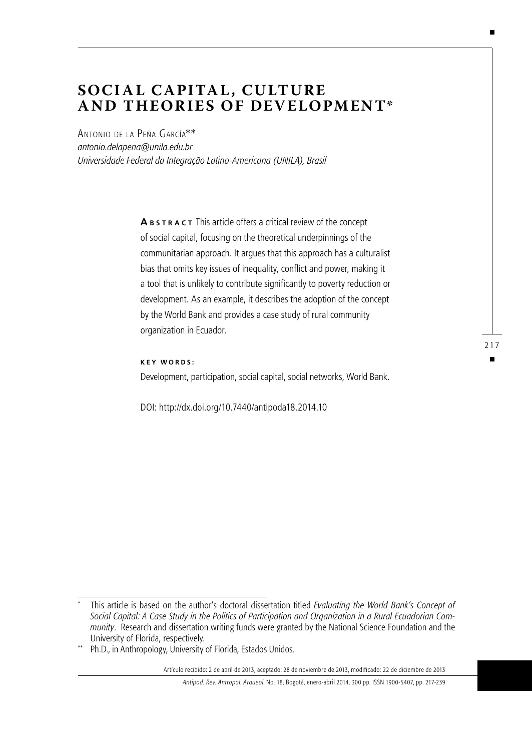# SOCIAL CAPITAL, CULTURE AND THEORIES OF DEVELOPMENT*

Antonio de la Peña García**
*antonio.delapena@unila.edu.br*
*Universidade Federal da Integração Latino-Americana (UNILA), Brasil*

**Abstract** This article offers a critical review of the concept of social capital, focusing on the theoretical underpinnings of the communitarian approach. It argues that this approach has a culturalist bias that omits key issues of inequality, conflict and power, making it a tool that is unlikely to contribute significantly to poverty reduction or development. As an example, it describes the adoption of the concept by the World Bank and provides a case study of rural community organization in Ecuador.

**Key words:**

Development, participation, social capital, social networks, World Bank.

DOI: http://dx.doi.org/10.7440/antipoda18.2014.10

---

\* This article is based on the author's doctoral dissertation titled *Evaluating the World Bank's Concept of Social Capital: A Case Study in the Politics of Participation and Organization in a Rural Ecuadorian Community*. Research and dissertation writing funds were granted by the National Science Foundation and the University of Florida, respectively.

\*\* Ph.D., in Anthropology, University of Florida, Estados Unidos.

Artículo recibido: 2 de abril de 2013, aceptado: 28 de noviembre de 2013, modificado: 22 de diciembre de 2013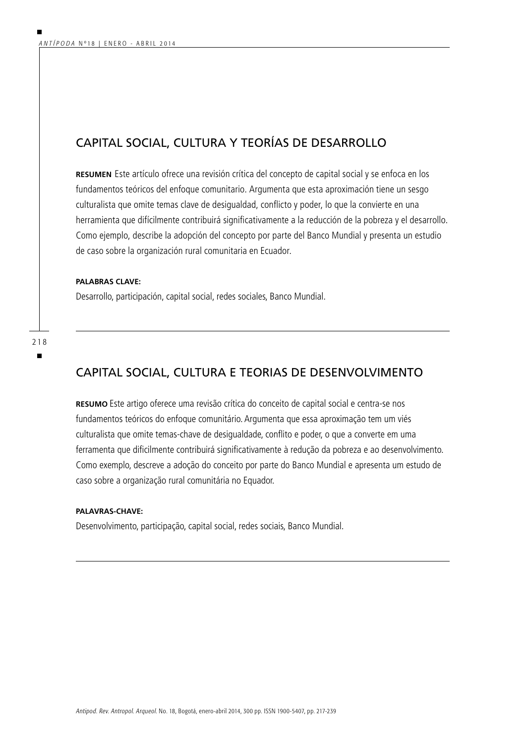## CAPITAL SOCIAL, CULTURA Y TEORÍAS DE DESARROLLO

**RESUMEN** Este artículo ofrece una revisión crítica del concepto de capital social y se enfoca en los fundamentos teóricos del enfoque comunitario. Argumenta que esta aproximación tiene un sesgo culturalista que omite temas clave de desigualdad, conflicto y poder, lo que la convierte en una herramienta que difícilmente contribuirá significativamente a la reducción de la pobreza y el desarrollo. Como ejemplo, describe la adopción del concepto por parte del Banco Mundial y presenta un estudio de caso sobre la organización rural comunitaria en Ecuador.

**PALABRAS CLAVE:**

Desarrollo, participación, capital social, redes sociales, Banco Mundial.

## CAPITAL SOCIAL, CULTURA E TEORIAS DE DESENVOLVIMENTO

**RESUMO** Este artigo oferece uma revisão crítica do conceito de capital social e centra-se nos fundamentos teóricos do enfoque comunitário. Argumenta que essa aproximação tem um viés culturalista que omite temas-chave de desigualdade, conflito e poder, o que a converte em uma ferramenta que dificilmente contribuirá significativamente à redução da pobreza e ao desenvolvimento. Como exemplo, descreve a adoção do conceito por parte do Banco Mundial e apresenta um estudo de caso sobre a organização rural comunitária no Equador.

**PALAVRAS-CHAVE:**

Desenvolvimento, participação, capital social, redes sociais, Banco Mundial.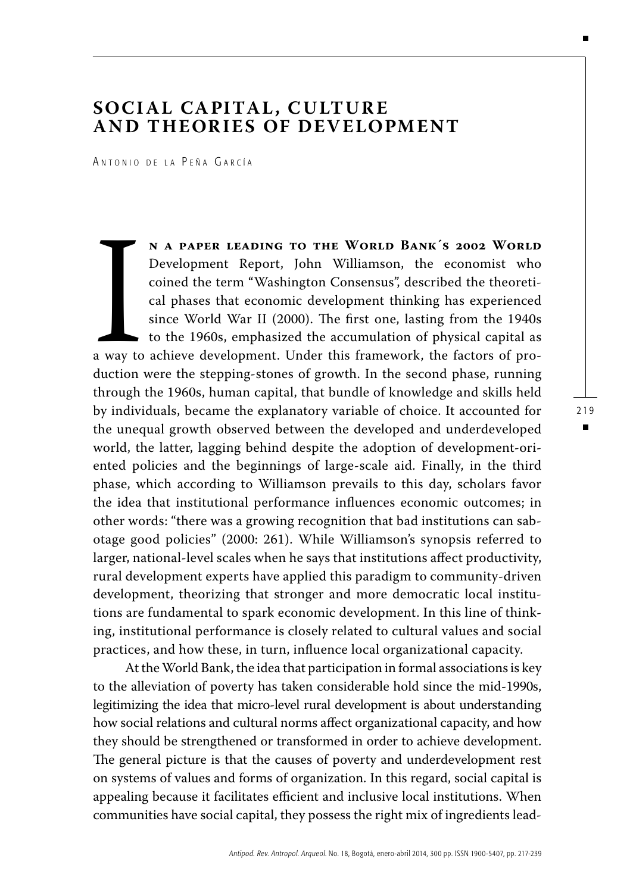# SOCIAL CAPITAL, CULTURE AND THEORIES OF DEVELOPMENT

Antonio de la Peña García

In a paper leading to the World Bank´s 2002 World Development Report, John Williamson, the economist who coined the term "Washington Consensus", described the theoretical phases that economic development thinking has experienced since World War II (2000). The first one, lasting from the 1940s to the 1960s, emphasized the accumulation of physical capital as a way to achieve development. Under this framework, the factors of production were the stepping-stones of growth. In the second phase, running through the 1960s, human capital, that bundle of knowledge and skills held by individuals, became the explanatory variable of choice. It accounted for the unequal growth observed between the developed and underdeveloped world, the latter, lagging behind despite the adoption of development-oriented policies and the beginnings of large-scale aid. Finally, in the third phase, which according to Williamson prevails to this day, scholars favor the idea that institutional performance influences economic outcomes; in other words: "there was a growing recognition that bad institutions can sabotage good policies" (2000: 261). While Williamson's synopsis referred to larger, national-level scales when he says that institutions affect productivity, rural development experts have applied this paradigm to community-driven development, theorizing that stronger and more democratic local institutions are fundamental to spark economic development. In this line of thinking, institutional performance is closely related to cultural values and social practices, and how these, in turn, influence local organizational capacity.

At the World Bank, the idea that participation in formal associations is key to the alleviation of poverty has taken considerable hold since the mid-1990s, legitimizing the idea that micro-level rural development is about understanding how social relations and cultural norms affect organizational capacity, and how they should be strengthened or transformed in order to achieve development. The general picture is that the causes of poverty and underdevelopment rest on systems of values and forms of organization. In this regard, social capital is appealing because it facilitates efficient and inclusive local institutions. When communities have social capital, they possess the right mix of ingredients lead-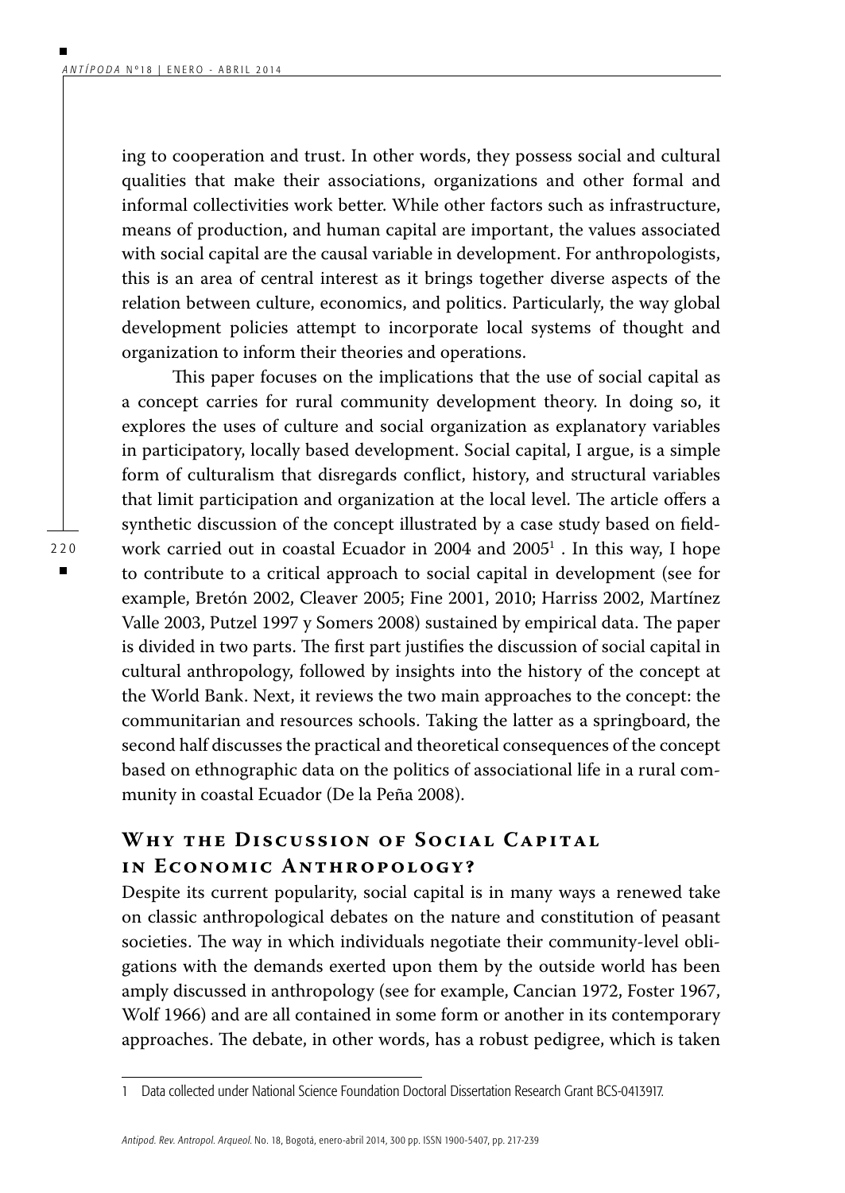ing to cooperation and trust. In other words, they possess social and cultural qualities that make their associations, organizations and other formal and informal collectivities work better. While other factors such as infrastructure, means of production, and human capital are important, the values associated with social capital are the causal variable in development. For anthropologists, this is an area of central interest as it brings together diverse aspects of the relation between culture, economics, and politics. Particularly, the way global development policies attempt to incorporate local systems of thought and organization to inform their theories and operations.

This paper focuses on the implications that the use of social capital as a concept carries for rural community development theory. In doing so, it explores the uses of culture and social organization as explanatory variables in participatory, locally based development. Social capital, I argue, is a simple form of culturalism that disregards conflict, history, and structural variables that limit participation and organization at the local level. The article offers a synthetic discussion of the concept illustrated by a case study based on fieldwork carried out in coastal Ecuador in 2004 and 2005[1] . In this way, I hope to contribute to a critical approach to social capital in development (see for example, Bretón 2002, Cleaver 2005; Fine 2001, 2010; Harriss 2002, Martínez Valle 2003, Putzel 1997 y Somers 2008) sustained by empirical data. The paper is divided in two parts. The first part justifies the discussion of social capital in cultural anthropology, followed by insights into the history of the concept at the World Bank. Next, it reviews the two main approaches to the concept: the communitarian and resources schools. Taking the latter as a springboard, the second half discusses the practical and theoretical consequences of the concept based on ethnographic data on the politics of associational life in a rural community in coastal Ecuador (De la Peña 2008).

## Why the Discussion of Social Capital in Economic Anthropology?

Despite its current popularity, social capital is in many ways a renewed take on classic anthropological debates on the nature and constitution of peasant societies. The way in which individuals negotiate their community-level obligations with the demands exerted upon them by the outside world has been amply discussed in anthropology (see for example, Cancian 1972, Foster 1967, Wolf 1966) and are all contained in some form or another in its contemporary approaches. The debate, in other words, has a robust pedigree, which is taken

---

1 Data collected under National Science Foundation Doctoral Dissertation Research Grant BCS-0413917.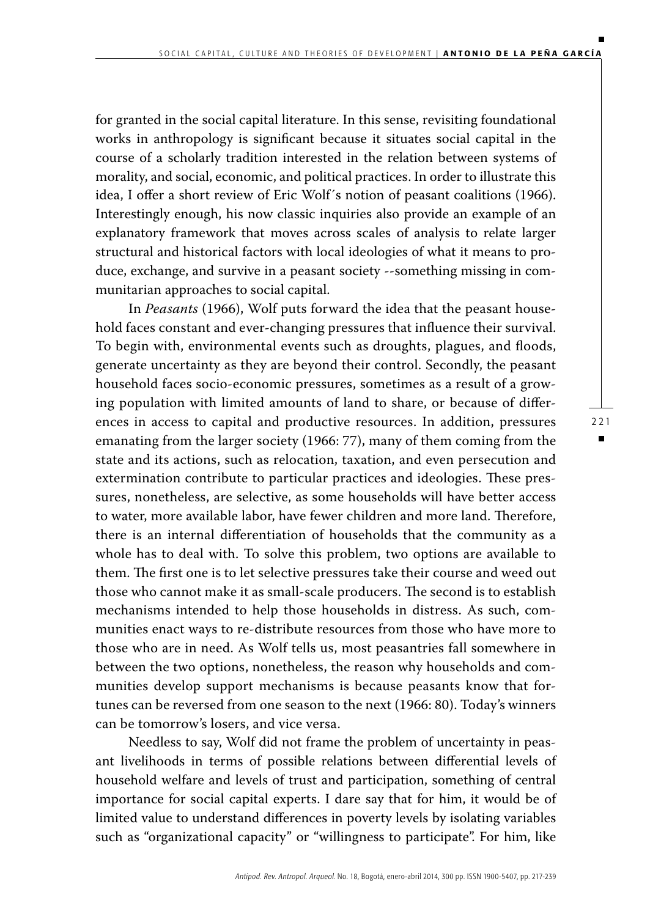for granted in the social capital literature. In this sense, revisiting foundational works in anthropology is significant because it situates social capital in the course of a scholarly tradition interested in the relation between systems of morality, and social, economic, and political practices. In order to illustrate this idea, I offer a short review of Eric Wolf´s notion of peasant coalitions (1966). Interestingly enough, his now classic inquiries also provide an example of an explanatory framework that moves across scales of analysis to relate larger structural and historical factors with local ideologies of what it means to produce, exchange, and survive in a peasant society --something missing in communitarian approaches to social capital.

In *Peasants* (1966), Wolf puts forward the idea that the peasant household faces constant and ever-changing pressures that influence their survival. To begin with, environmental events such as droughts, plagues, and floods, generate uncertainty as they are beyond their control. Secondly, the peasant household faces socio-economic pressures, sometimes as a result of a growing population with limited amounts of land to share, or because of differences in access to capital and productive resources. In addition, pressures emanating from the larger society (1966: 77), many of them coming from the state and its actions, such as relocation, taxation, and even persecution and extermination contribute to particular practices and ideologies. These pressures, nonetheless, are selective, as some households will have better access to water, more available labor, have fewer children and more land. Therefore, there is an internal differentiation of households that the community as a whole has to deal with. To solve this problem, two options are available to them. The first one is to let selective pressures take their course and weed out those who cannot make it as small-scale producers. The second is to establish mechanisms intended to help those households in distress. As such, communities enact ways to re-distribute resources from those who have more to those who are in need. As Wolf tells us, most peasantries fall somewhere in between the two options, nonetheless, the reason why households and communities develop support mechanisms is because peasants know that fortunes can be reversed from one season to the next (1966: 80). Today's winners can be tomorrow's losers, and vice versa.

Needless to say, Wolf did not frame the problem of uncertainty in peasant livelihoods in terms of possible relations between differential levels of household welfare and levels of trust and participation, something of central importance for social capital experts. I dare say that for him, it would be of limited value to understand differences in poverty levels by isolating variables such as "organizational capacity" or "willingness to participate". For him, like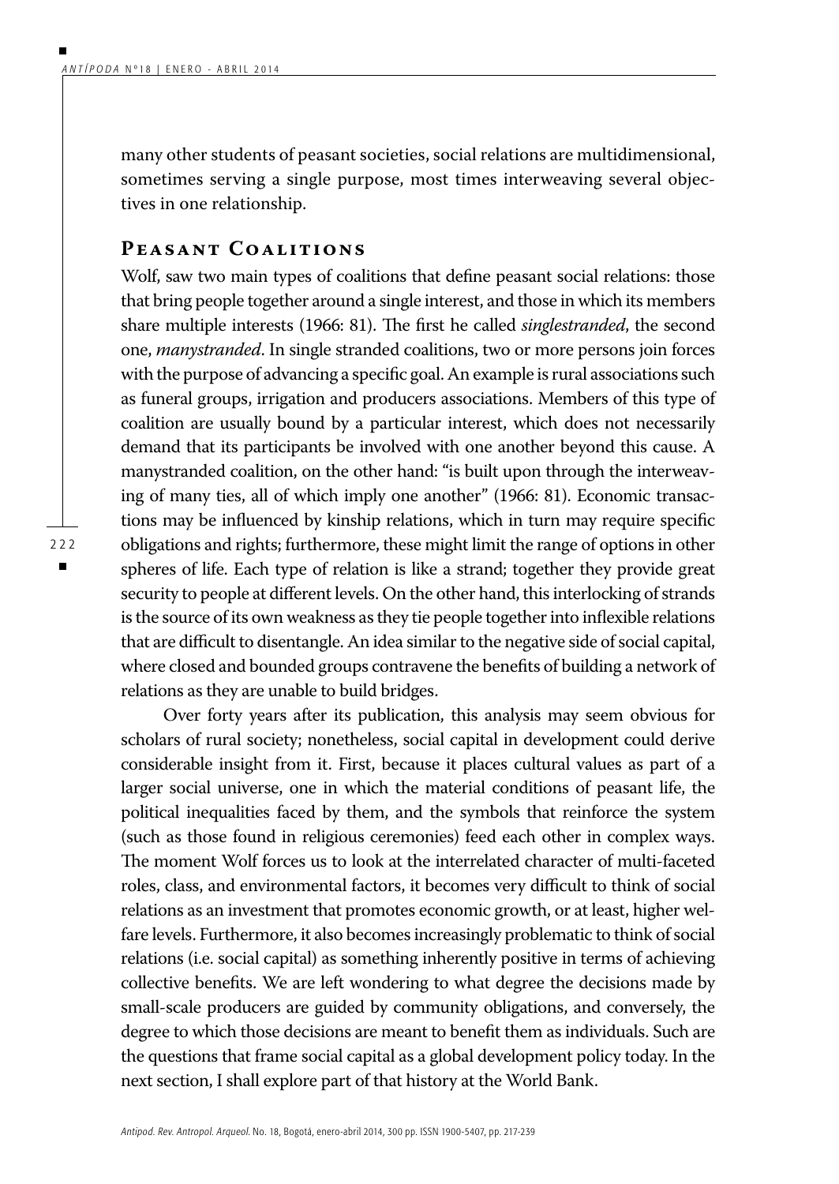many other students of peasant societies, social relations are multidimensional, sometimes serving a single purpose, most times interweaving several objectives in one relationship.

## Peasant Coalitions

Wolf, saw two main types of coalitions that define peasant social relations: those that bring people together around a single interest, and those in which its members share multiple interests (1966: 81). The first he called *singlestranded*, the second one, *manystranded*. In single stranded coalitions, two or more persons join forces with the purpose of advancing a specific goal. An example is rural associations such as funeral groups, irrigation and producers associations. Members of this type of coalition are usually bound by a particular interest, which does not necessarily demand that its participants be involved with one another beyond this cause. A manystranded coalition, on the other hand: "is built upon through the interweaving of many ties, all of which imply one another" (1966: 81). Economic transactions may be influenced by kinship relations, which in turn may require specific obligations and rights; furthermore, these might limit the range of options in other spheres of life. Each type of relation is like a strand; together they provide great security to people at different levels. On the other hand, this interlocking of strands is the source of its own weakness as they tie people together into inflexible relations that are difficult to disentangle. An idea similar to the negative side of social capital, where closed and bounded groups contravene the benefits of building a network of relations as they are unable to build bridges.

Over forty years after its publication, this analysis may seem obvious for scholars of rural society; nonetheless, social capital in development could derive considerable insight from it. First, because it places cultural values as part of a larger social universe, one in which the material conditions of peasant life, the political inequalities faced by them, and the symbols that reinforce the system (such as those found in religious ceremonies) feed each other in complex ways. The moment Wolf forces us to look at the interrelated character of multi-faceted roles, class, and environmental factors, it becomes very difficult to think of social relations as an investment that promotes economic growth, or at least, higher welfare levels. Furthermore, it also becomes increasingly problematic to think of social relations (i.e. social capital) as something inherently positive in terms of achieving collective benefits. We are left wondering to what degree the decisions made by small-scale producers are guided by community obligations, and conversely, the degree to which those decisions are meant to benefit them as individuals. Such are the questions that frame social capital as a global development policy today. In the next section, I shall explore part of that history at the World Bank.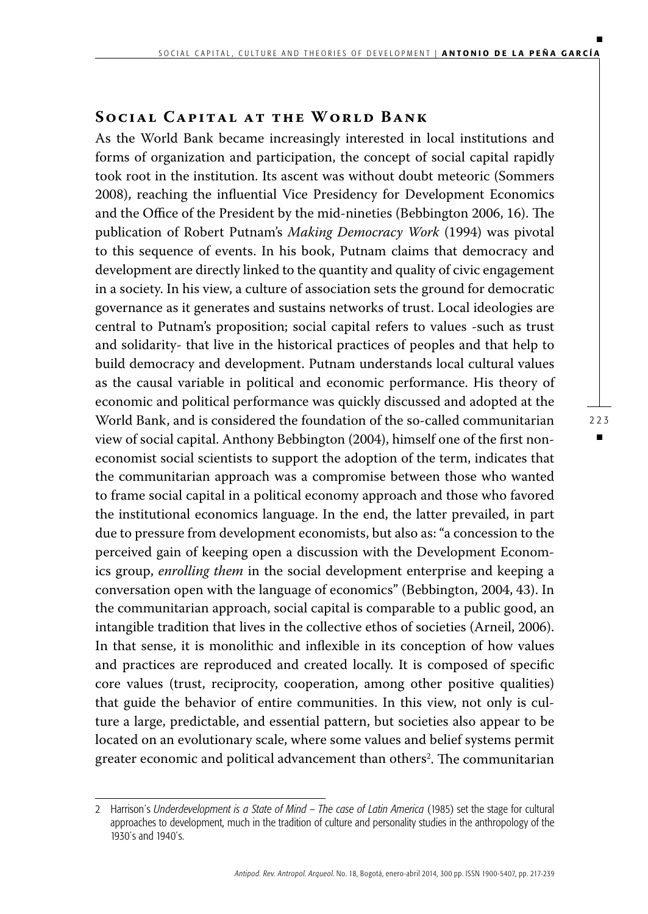## Social Capital at the World Bank

As the World Bank became increasingly interested in local institutions and forms of organization and participation, the concept of social capital rapidly took root in the institution. Its ascent was without doubt meteoric (Sommers 2008), reaching the influential Vice Presidency for Development Economics and the Office of the President by the mid-nineties (Bebbington 2006, 16). The publication of Robert Putnam's *Making Democracy Work* (1994) was pivotal to this sequence of events. In his book, Putnam claims that democracy and development are directly linked to the quantity and quality of civic engagement in a society. In his view, a culture of association sets the ground for democratic governance as it generates and sustains networks of trust. Local ideologies are central to Putnam's proposition; social capital refers to values -such as trust and solidarity- that live in the historical practices of peoples and that help to build democracy and development. Putnam understands local cultural values as the causal variable in political and economic performance. His theory of economic and political performance was quickly discussed and adopted at the World Bank, and is considered the foundation of the so-called communitarian view of social capital. Anthony Bebbington (2004), himself one of the first non-economist social scientists to support the adoption of the term, indicates that the communitarian approach was a compromise between those who wanted to frame social capital in a political economy approach and those who favored the institutional economics language. In the end, the latter prevailed, in part due to pressure from development economists, but also as: "a concession to the perceived gain of keeping open a discussion with the Development Economics group, *enrolling them* in the social development enterprise and keeping a conversation open with the language of economics" (Bebbington, 2004, 43). In the communitarian approach, social capital is comparable to a public good, an intangible tradition that lives in the collective ethos of societies (Arneil, 2006). In that sense, it is monolithic and inflexible in its conception of how values and practices are reproduced and created locally. It is composed of specific core values (trust, reciprocity, cooperation, among other positive qualities) that guide the behavior of entire communities. In this view, not only is culture a large, predictable, and essential pattern, but societies also appear to be located on an evolutionary scale, where some values and belief systems permit greater economic and political advancement than others[2]. The communitarian

---

2 Harrison's *Underdevelopment is a State of Mind – The case of Latin America* (1985) set the stage for cultural approaches to development, much in the tradition of culture and personality studies in the anthropology of the 1930's and 1940's.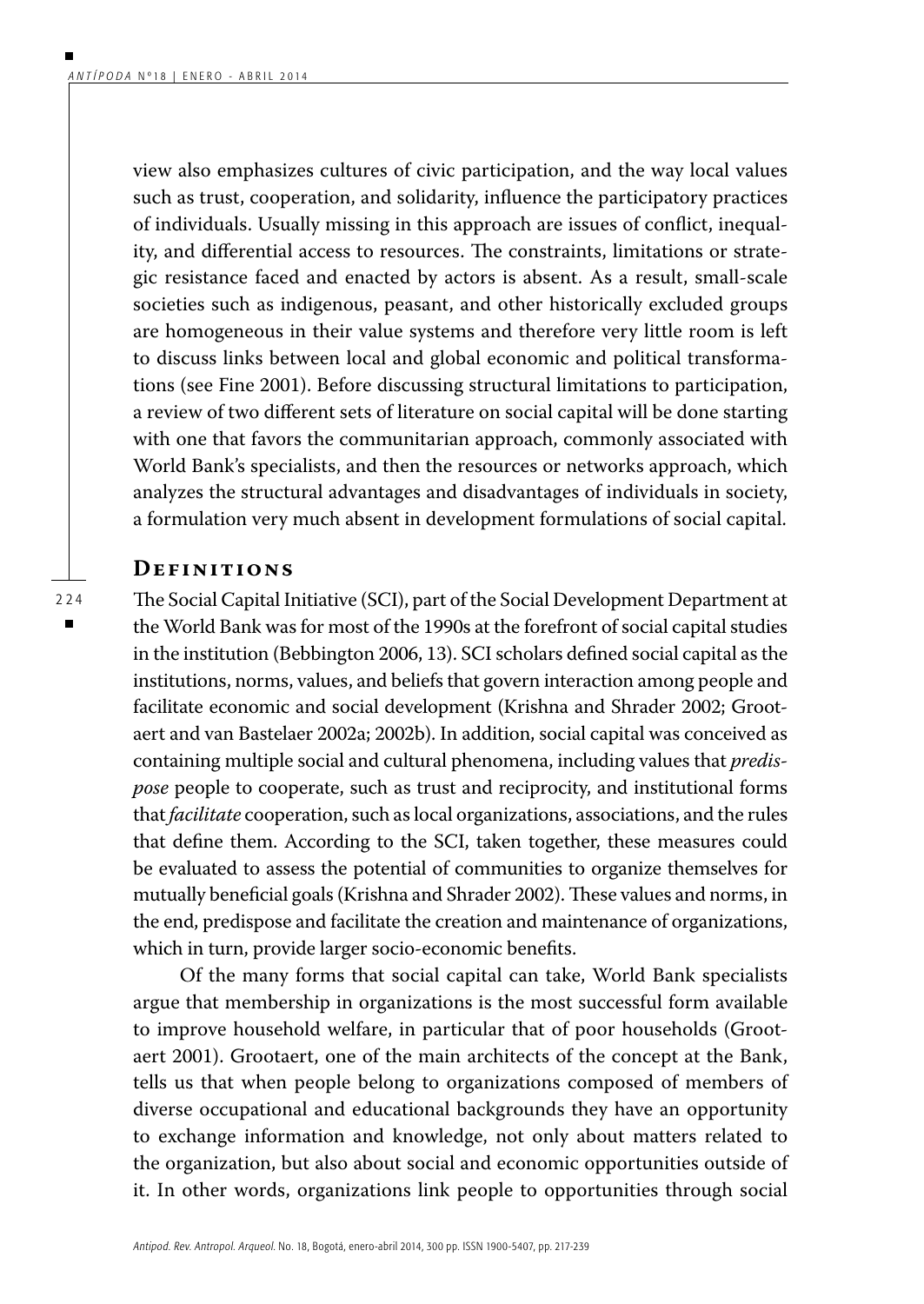view also emphasizes cultures of civic participation, and the way local values such as trust, cooperation, and solidarity, influence the participatory practices of individuals. Usually missing in this approach are issues of conflict, inequality, and differential access to resources. The constraints, limitations or strategic resistance faced and enacted by actors is absent. As a result, small-scale societies such as indigenous, peasant, and other historically excluded groups are homogeneous in their value systems and therefore very little room is left to discuss links between local and global economic and political transformations (see Fine 2001). Before discussing structural limitations to participation, a review of two different sets of literature on social capital will be done starting with one that favors the communitarian approach, commonly associated with World Bank's specialists, and then the resources or networks approach, which analyzes the structural advantages and disadvantages of individuals in society, a formulation very much absent in development formulations of social capital.

## Definitions

The Social Capital Initiative (SCI), part of the Social Development Department at the World Bank was for most of the 1990s at the forefront of social capital studies in the institution (Bebbington 2006, 13). SCI scholars defined social capital as the institutions, norms, values, and beliefs that govern interaction among people and facilitate economic and social development (Krishna and Shrader 2002; Grootaert and van Bastelaer 2002a; 2002b). In addition, social capital was conceived as containing multiple social and cultural phenomena, including values that *predispose* people to cooperate, such as trust and reciprocity, and institutional forms that *facilitate* cooperation, such as local organizations, associations, and the rules that define them. According to the SCI, taken together, these measures could be evaluated to assess the potential of communities to organize themselves for mutually beneficial goals (Krishna and Shrader 2002). These values and norms, in the end, predispose and facilitate the creation and maintenance of organizations, which in turn, provide larger socio-economic benefits.

Of the many forms that social capital can take, World Bank specialists argue that membership in organizations is the most successful form available to improve household welfare, in particular that of poor households (Grootaert 2001). Grootaert, one of the main architects of the concept at the Bank, tells us that when people belong to organizations composed of members of diverse occupational and educational backgrounds they have an opportunity to exchange information and knowledge, not only about matters related to the organization, but also about social and economic opportunities outside of it. In other words, organizations link people to opportunities through social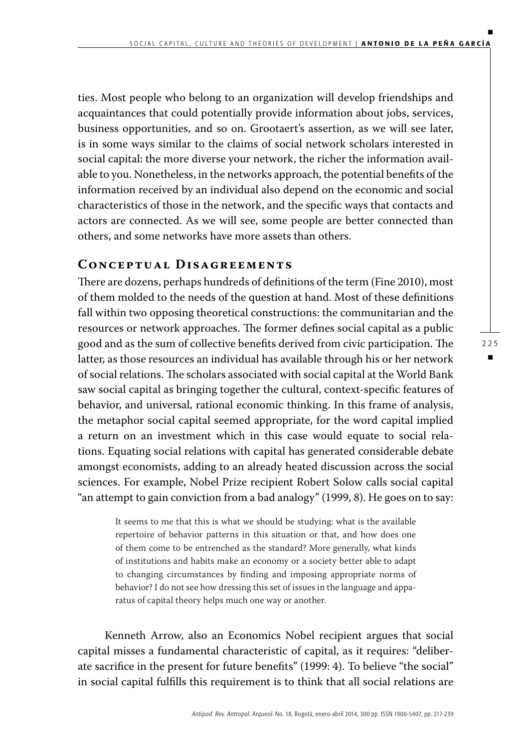ties. Most people who belong to an organization will develop friendships and acquaintances that could potentially provide information about jobs, services, business opportunities, and so on. Grootaert's assertion, as we will see later, is in some ways similar to the claims of social network scholars interested in social capital: the more diverse your network, the richer the information available to you. Nonetheless, in the networks approach, the potential benefits of the information received by an individual also depend on the economic and social characteristics of those in the network, and the specific ways that contacts and actors are connected. As we will see, some people are better connected than others, and some networks have more assets than others.

## Conceptual Disagreements

There are dozens, perhaps hundreds of definitions of the term (Fine 2010), most of them molded to the needs of the question at hand. Most of these definitions fall within two opposing theoretical constructions: the communitarian and the resources or network approaches. The former defines social capital as a public good and as the sum of collective benefits derived from civic participation. The latter, as those resources an individual has available through his or her network of social relations. The scholars associated with social capital at the World Bank saw social capital as bringing together the cultural, context-specific features of behavior, and universal, rational economic thinking. In this frame of analysis, the metaphor social capital seemed appropriate, for the word capital implied a return on an investment which in this case would equate to social relations. Equating social relations with capital has generated considerable debate amongst economists, adding to an already heated discussion across the social sciences. For example, Nobel Prize recipient Robert Solow calls social capital "an attempt to gain conviction from a bad analogy" (1999, 8). He goes on to say:

> It seems to me that this is what we should be studying: what is the available repertoire of behavior patterns in this situation or that, and how does one of them come to be entrenched as the standard? More generally, what kinds of institutions and habits make an economy or a society better able to adapt to changing circumstances by finding and imposing appropriate norms of behavior? I do not see how dressing this set of issues in the language and apparatus of capital theory helps much one way or another.

Kenneth Arrow, also an Economics Nobel recipient argues that social capital misses a fundamental characteristic of capital, as it requires: "deliberate sacrifice in the present for future benefits" (1999: 4). To believe "the social" in social capital fulfills this requirement is to think that all social relations are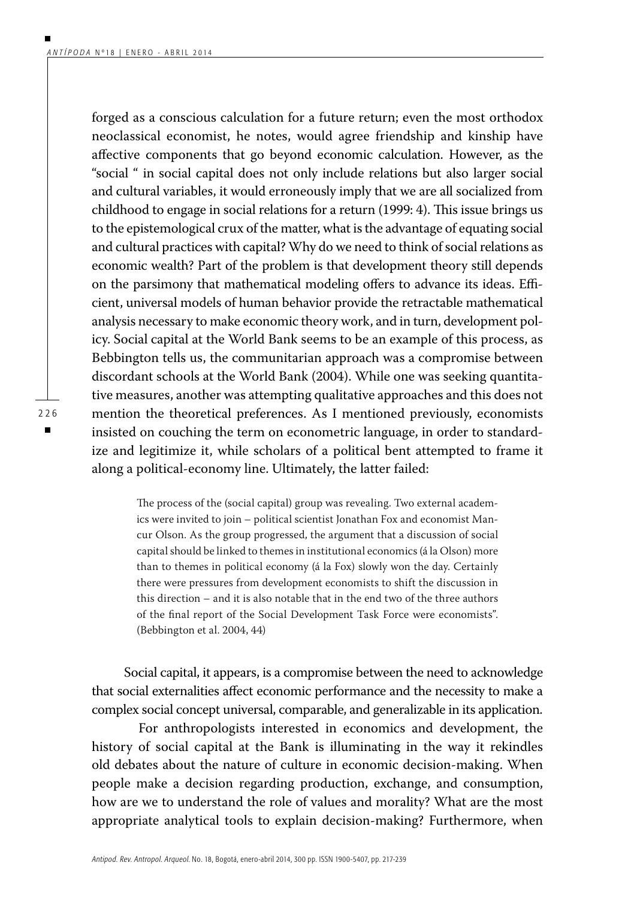forged as a conscious calculation for a future return; even the most orthodox neoclassical economist, he notes, would agree friendship and kinship have affective components that go beyond economic calculation. However, as the "social " in social capital does not only include relations but also larger social and cultural variables, it would erroneously imply that we are all socialized from childhood to engage in social relations for a return (1999: 4). This issue brings us to the epistemological crux of the matter, what is the advantage of equating social and cultural practices with capital? Why do we need to think of social relations as economic wealth? Part of the problem is that development theory still depends on the parsimony that mathematical modeling offers to advance its ideas. Efficient, universal models of human behavior provide the retractable mathematical analysis necessary to make economic theory work, and in turn, development policy. Social capital at the World Bank seems to be an example of this process, as Bebbington tells us, the communitarian approach was a compromise between discordant schools at the World Bank (2004). While one was seeking quantitative measures, another was attempting qualitative approaches and this does not mention the theoretical preferences. As I mentioned previously, economists insisted on couching the term on econometric language, in order to standardize and legitimize it, while scholars of a political bent attempted to frame it along a political-economy line. Ultimately, the latter failed:

> The process of the (social capital) group was revealing. Two external academics were invited to join – political scientist Jonathan Fox and economist Mancur Olson. As the group progressed, the argument that a discussion of social capital should be linked to themes in institutional economics (á la Olson) more than to themes in political economy (á la Fox) slowly won the day. Certainly there were pressures from development economists to shift the discussion in this direction – and it is also notable that in the end two of the three authors of the final report of the Social Development Task Force were economists". (Bebbington et al. 2004, 44)

Social capital, it appears, is a compromise between the need to acknowledge that social externalities affect economic performance and the necessity to make a complex social concept universal, comparable, and generalizable in its application.

For anthropologists interested in economics and development, the history of social capital at the Bank is illuminating in the way it rekindles old debates about the nature of culture in economic decision-making. When people make a decision regarding production, exchange, and consumption, how are we to understand the role of values and morality? What are the most appropriate analytical tools to explain decision-making? Furthermore, when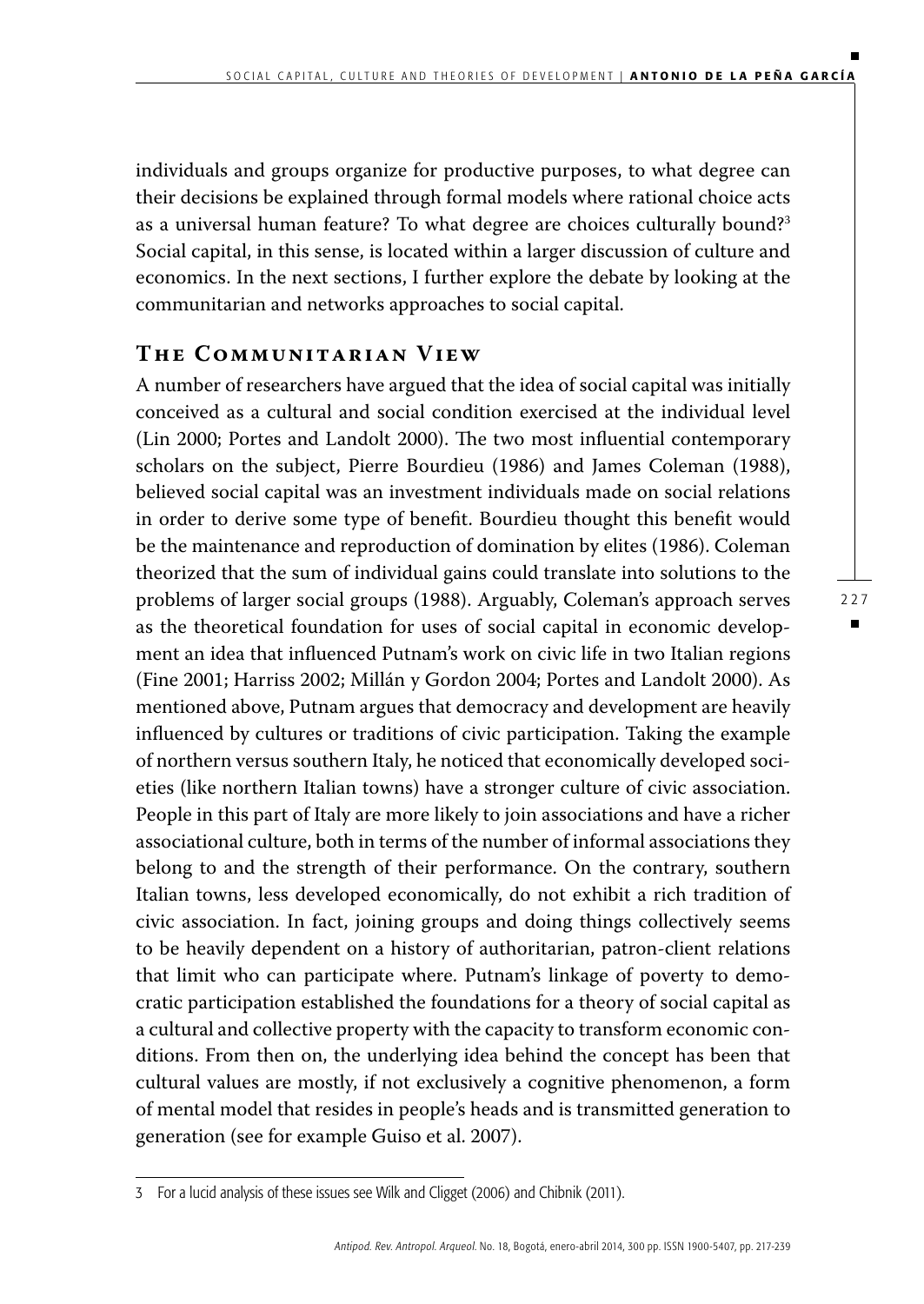individuals and groups organize for productive purposes, to what degree can their decisions be explained through formal models where rational choice acts as a universal human feature? To what degree are choices culturally bound?[3] Social capital, in this sense, is located within a larger discussion of culture and economics. In the next sections, I further explore the debate by looking at the communitarian and networks approaches to social capital.

## The Communitarian View

A number of researchers have argued that the idea of social capital was initially conceived as a cultural and social condition exercised at the individual level (Lin 2000; Portes and Landolt 2000). The two most influential contemporary scholars on the subject, Pierre Bourdieu (1986) and James Coleman (1988), believed social capital was an investment individuals made on social relations in order to derive some type of benefit. Bourdieu thought this benefit would be the maintenance and reproduction of domination by elites (1986). Coleman theorized that the sum of individual gains could translate into solutions to the problems of larger social groups (1988). Arguably, Coleman's approach serves as the theoretical foundation for uses of social capital in economic development an idea that influenced Putnam's work on civic life in two Italian regions (Fine 2001; Harriss 2002; Millán y Gordon 2004; Portes and Landolt 2000). As mentioned above, Putnam argues that democracy and development are heavily influenced by cultures or traditions of civic participation. Taking the example of northern versus southern Italy, he noticed that economically developed societies (like northern Italian towns) have a stronger culture of civic association. People in this part of Italy are more likely to join associations and have a richer associational culture, both in terms of the number of informal associations they belong to and the strength of their performance. On the contrary, southern Italian towns, less developed economically, do not exhibit a rich tradition of civic association. In fact, joining groups and doing things collectively seems to be heavily dependent on a history of authoritarian, patron-client relations that limit who can participate where. Putnam's linkage of poverty to democratic participation established the foundations for a theory of social capital as a cultural and collective property with the capacity to transform economic conditions. From then on, the underlying idea behind the concept has been that cultural values are mostly, if not exclusively a cognitive phenomenon, a form of mental model that resides in people's heads and is transmitted generation to generation (see for example Guiso et al. 2007).

---

3 For a lucid analysis of these issues see Wilk and Cligget (2006) and Chibnik (2011).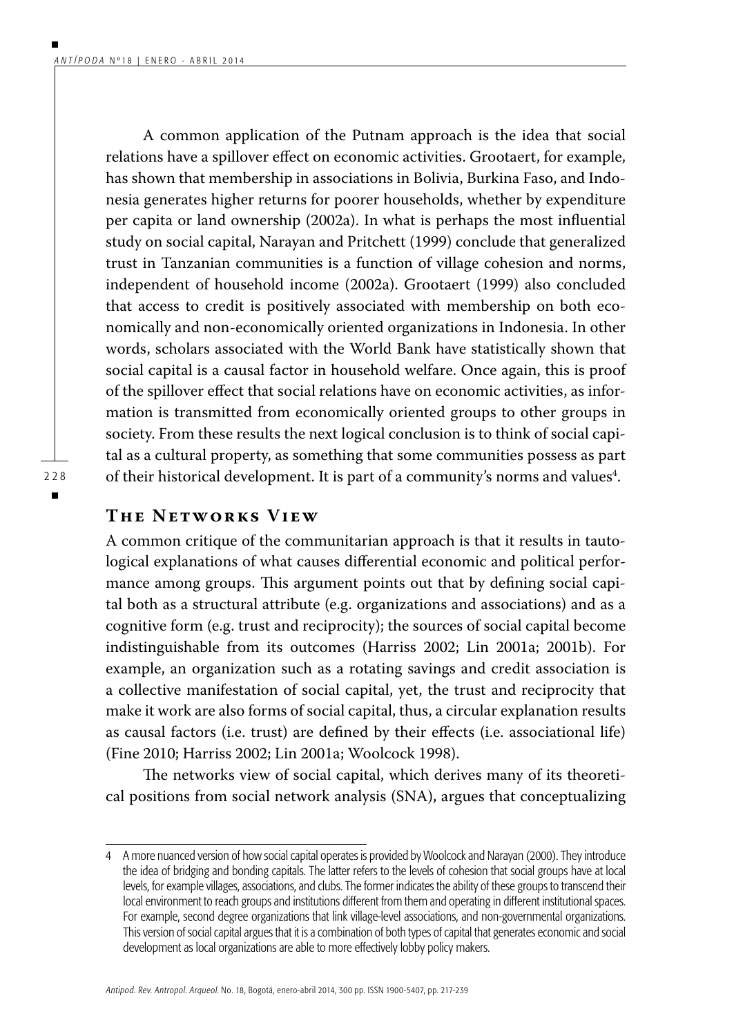A common application of the Putnam approach is the idea that social relations have a spillover effect on economic activities. Grootaert, for example, has shown that membership in associations in Bolivia, Burkina Faso, and Indonesia generates higher returns for poorer households, whether by expenditure per capita or land ownership (2002a). In what is perhaps the most influential study on social capital, Narayan and Pritchett (1999) conclude that generalized trust in Tanzanian communities is a function of village cohesion and norms, independent of household income (2002a). Grootaert (1999) also concluded that access to credit is positively associated with membership on both economically and non-economically oriented organizations in Indonesia. In other words, scholars associated with the World Bank have statistically shown that social capital is a causal factor in household welfare. Once again, this is proof of the spillover effect that social relations have on economic activities, as information is transmitted from economically oriented groups to other groups in society. From these results the next logical conclusion is to think of social capital as a cultural property, as something that some communities possess as part of their historical development. It is part of a community's norms and values[4].

## The Networks View

A common critique of the communitarian approach is that it results in tautological explanations of what causes differential economic and political performance among groups. This argument points out that by defining social capital both as a structural attribute (e.g. organizations and associations) and as a cognitive form (e.g. trust and reciprocity); the sources of social capital become indistinguishable from its outcomes (Harriss 2002; Lin 2001a; 2001b). For example, an organization such as a rotating savings and credit association is a collective manifestation of social capital, yet, the trust and reciprocity that make it work are also forms of social capital, thus, a circular explanation results as causal factors (i.e. trust) are defined by their effects (i.e. associational life) (Fine 2010; Harriss 2002; Lin 2001a; Woolcock 1998).

The networks view of social capital, which derives many of its theoretical positions from social network analysis (SNA), argues that conceptualizing

---

4 A more nuanced version of how social capital operates is provided by Woolcock and Narayan (2000). They introduce the idea of bridging and bonding capitals. The latter refers to the levels of cohesion that social groups have at local levels, for example villages, associations, and clubs. The former indicates the ability of these groups to transcend their local environment to reach groups and institutions different from them and operating in different institutional spaces. For example, second degree organizations that link village-level associations, and non-governmental organizations. This version of social capital argues that it is a combination of both types of capital that generates economic and social development as local organizations are able to more effectively lobby policy makers.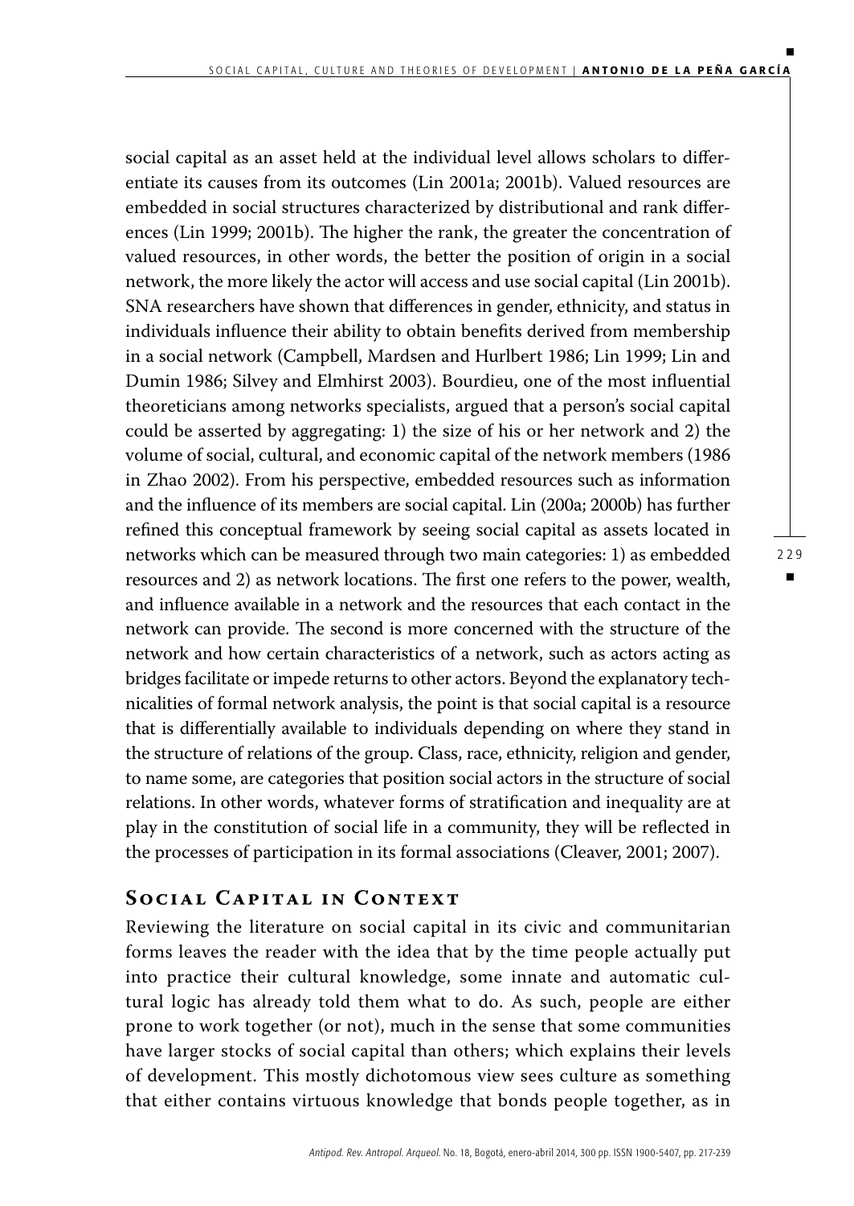social capital as an asset held at the individual level allows scholars to differentiate its causes from its outcomes (Lin 2001a; 2001b). Valued resources are embedded in social structures characterized by distributional and rank differences (Lin 1999; 2001b). The higher the rank, the greater the concentration of valued resources, in other words, the better the position of origin in a social network, the more likely the actor will access and use social capital (Lin 2001b). SNA researchers have shown that differences in gender, ethnicity, and status in individuals influence their ability to obtain benefits derived from membership in a social network (Campbell, Mardsen and Hurlbert 1986; Lin 1999; Lin and Dumin 1986; Silvey and Elmhirst 2003). Bourdieu, one of the most influential theoreticians among networks specialists, argued that a person's social capital could be asserted by aggregating: 1) the size of his or her network and 2) the volume of social, cultural, and economic capital of the network members (1986 in Zhao 2002). From his perspective, embedded resources such as information and the influence of its members are social capital. Lin (200a; 2000b) has further refined this conceptual framework by seeing social capital as assets located in networks which can be measured through two main categories: 1) as embedded resources and 2) as network locations. The first one refers to the power, wealth, and influence available in a network and the resources that each contact in the network can provide. The second is more concerned with the structure of the network and how certain characteristics of a network, such as actors acting as bridges facilitate or impede returns to other actors. Beyond the explanatory technicalities of formal network analysis, the point is that social capital is a resource that is differentially available to individuals depending on where they stand in the structure of relations of the group. Class, race, ethnicity, religion and gender, to name some, are categories that position social actors in the structure of social relations. In other words, whatever forms of stratification and inequality are at play in the constitution of social life in a community, they will be reflected in the processes of participation in its formal associations (Cleaver, 2001; 2007).

## Social Capital in Context

Reviewing the literature on social capital in its civic and communitarian forms leaves the reader with the idea that by the time people actually put into practice their cultural knowledge, some innate and automatic cultural logic has already told them what to do. As such, people are either prone to work together (or not), much in the sense that some communities have larger stocks of social capital than others; which explains their levels of development. This mostly dichotomous view sees culture as something that either contains virtuous knowledge that bonds people together, as in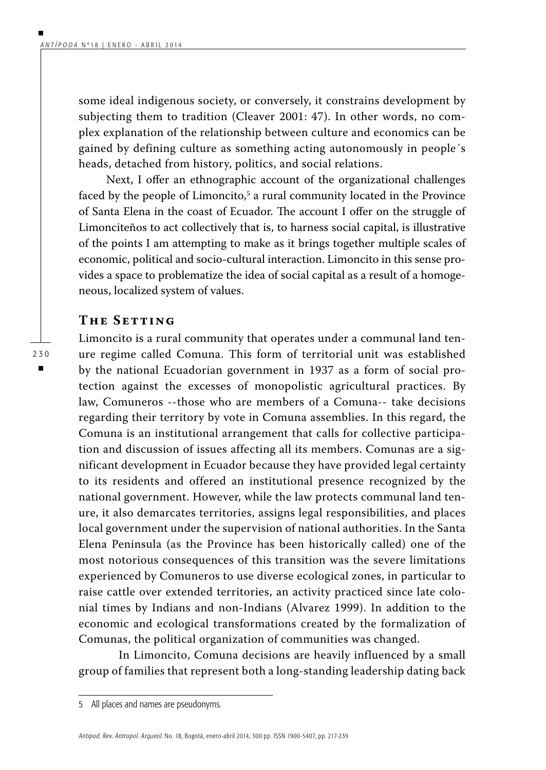some ideal indigenous society, or conversely, it constrains development by subjecting them to tradition (Cleaver 2001: 47). In other words, no complex explanation of the relationship between culture and economics can be gained by defining culture as something acting autonomously in people´s heads, detached from history, politics, and social relations.

Next, I offer an ethnographic account of the organizational challenges faced by the people of Limoncito,[5] a rural community located in the Province of Santa Elena in the coast of Ecuador. The account I offer on the struggle of Limonciteños to act collectively that is, to harness social capital, is illustrative of the points I am attempting to make as it brings together multiple scales of economic, political and socio-cultural interaction. Limoncito in this sense provides a space to problematize the idea of social capital as a result of a homogeneous, localized system of values.

## The Setting

Limoncito is a rural community that operates under a communal land tenure regime called Comuna. This form of territorial unit was established by the national Ecuadorian government in 1937 as a form of social protection against the excesses of monopolistic agricultural practices. By law, Comuneros --those who are members of a Comuna-- take decisions regarding their territory by vote in Comuna assemblies. In this regard, the Comuna is an institutional arrangement that calls for collective participation and discussion of issues affecting all its members. Comunas are a significant development in Ecuador because they have provided legal certainty to its residents and offered an institutional presence recognized by the national government. However, while the law protects communal land tenure, it also demarcates territories, assigns legal responsibilities, and places local government under the supervision of national authorities. In the Santa Elena Peninsula (as the Province has been historically called) one of the most notorious consequences of this transition was the severe limitations experienced by Comuneros to use diverse ecological zones, in particular to raise cattle over extended territories, an activity practiced since late colonial times by Indians and non-Indians (Alvarez 1999). In addition to the economic and ecological transformations created by the formalization of Comunas, the political organization of communities was changed.

In Limoncito, Comuna decisions are heavily influenced by a small group of families that represent both a long-standing leadership dating back

5 All places and names are pseudonyms.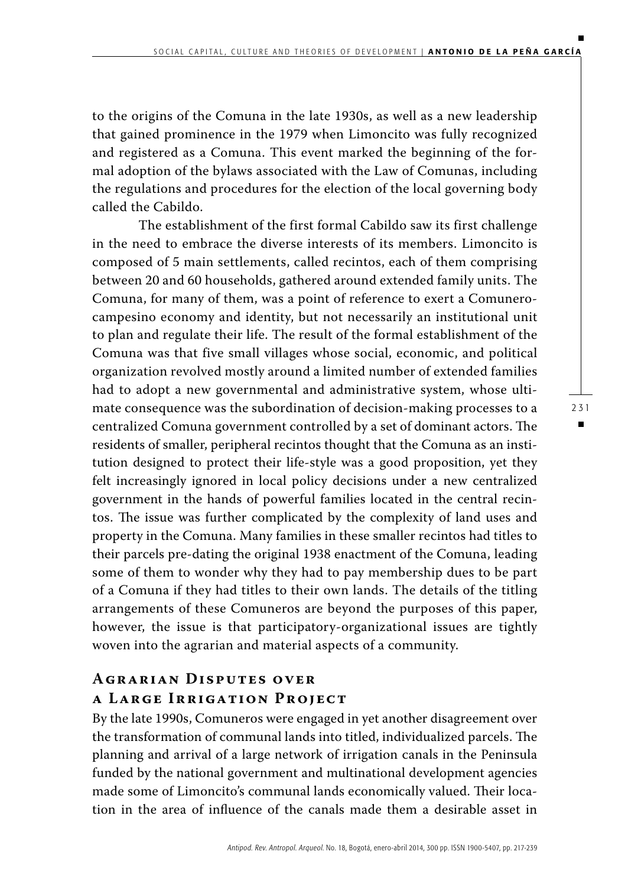to the origins of the Comuna in the late 1930s, as well as a new leadership that gained prominence in the 1979 when Limoncito was fully recognized and registered as a Comuna. This event marked the beginning of the formal adoption of the bylaws associated with the Law of Comunas, including the regulations and procedures for the election of the local governing body called the Cabildo.

The establishment of the first formal Cabildo saw its first challenge in the need to embrace the diverse interests of its members. Limoncito is composed of 5 main settlements, called recintos, each of them comprising between 20 and 60 households, gathered around extended family units. The Comuna, for many of them, was a point of reference to exert a Comunero-campesino economy and identity, but not necessarily an institutional unit to plan and regulate their life. The result of the formal establishment of the Comuna was that five small villages whose social, economic, and political organization revolved mostly around a limited number of extended families had to adopt a new governmental and administrative system, whose ultimate consequence was the subordination of decision-making processes to a centralized Comuna government controlled by a set of dominant actors. The residents of smaller, peripheral recintos thought that the Comuna as an institution designed to protect their life-style was a good proposition, yet they felt increasingly ignored in local policy decisions under a new centralized government in the hands of powerful families located in the central recintos. The issue was further complicated by the complexity of land uses and property in the Comuna. Many families in these smaller recintos had titles to their parcels pre-dating the original 1938 enactment of the Comuna, leading some of them to wonder why they had to pay membership dues to be part of a Comuna if they had titles to their own lands. The details of the titling arrangements of these Comuneros are beyond the purposes of this paper, however, the issue is that participatory-organizational issues are tightly woven into the agrarian and material aspects of a community.

## Agrarian Disputes over a Large Irrigation Project

By the late 1990s, Comuneros were engaged in yet another disagreement over the transformation of communal lands into titled, individualized parcels. The planning and arrival of a large network of irrigation canals in the Peninsula funded by the national government and multinational development agencies made some of Limoncito's communal lands economically valued. Their location in the area of influence of the canals made them a desirable asset in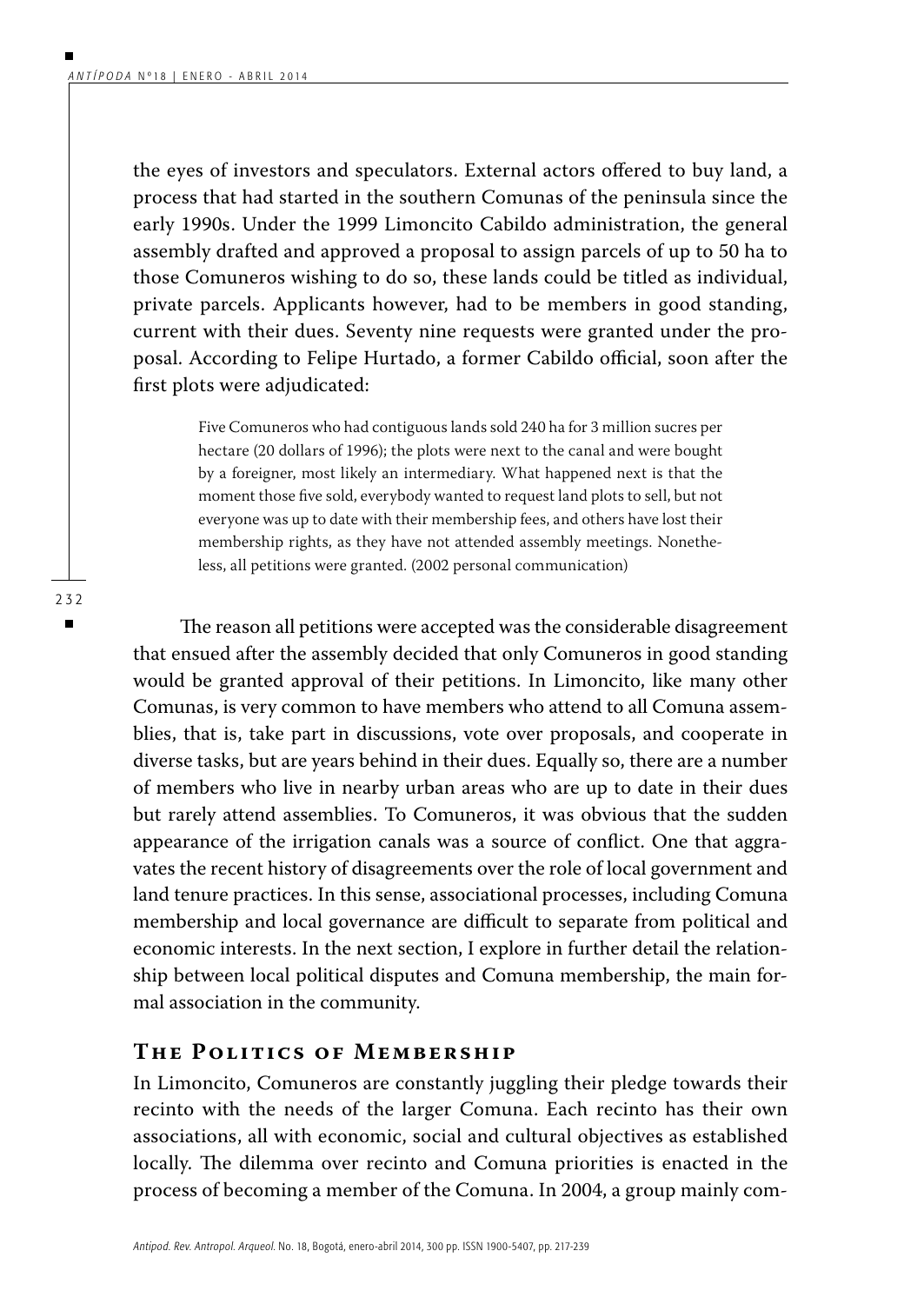the eyes of investors and speculators. External actors offered to buy land, a process that had started in the southern Comunas of the peninsula since the early 1990s. Under the 1999 Limoncito Cabildo administration, the general assembly drafted and approved a proposal to assign parcels of up to 50 ha to those Comuneros wishing to do so, these lands could be titled as individual, private parcels. Applicants however, had to be members in good standing, current with their dues. Seventy nine requests were granted under the proposal. According to Felipe Hurtado, a former Cabildo official, soon after the first plots were adjudicated:

> Five Comuneros who had contiguous lands sold 240 ha for 3 million sucres per hectare (20 dollars of 1996); the plots were next to the canal and were bought by a foreigner, most likely an intermediary. What happened next is that the moment those five sold, everybody wanted to request land plots to sell, but not everyone was up to date with their membership fees, and others have lost their membership rights, as they have not attended assembly meetings. Nonetheless, all petitions were granted. (2002 personal communication)

The reason all petitions were accepted was the considerable disagreement that ensued after the assembly decided that only Comuneros in good standing would be granted approval of their petitions. In Limoncito, like many other Comunas, is very common to have members who attend to all Comuna assemblies, that is, take part in discussions, vote over proposals, and cooperate in diverse tasks, but are years behind in their dues. Equally so, there are a number of members who live in nearby urban areas who are up to date in their dues but rarely attend assemblies. To Comuneros, it was obvious that the sudden appearance of the irrigation canals was a source of conflict. One that aggravates the recent history of disagreements over the role of local government and land tenure practices. In this sense, associational processes, including Comuna membership and local governance are difficult to separate from political and economic interests. In the next section, I explore in further detail the relationship between local political disputes and Comuna membership, the main formal association in the community.

## The Politics of Membership

In Limoncito, Comuneros are constantly juggling their pledge towards their recinto with the needs of the larger Comuna. Each recinto has their own associations, all with economic, social and cultural objectives as established locally. The dilemma over recinto and Comuna priorities is enacted in the process of becoming a member of the Comuna. In 2004, a group mainly com-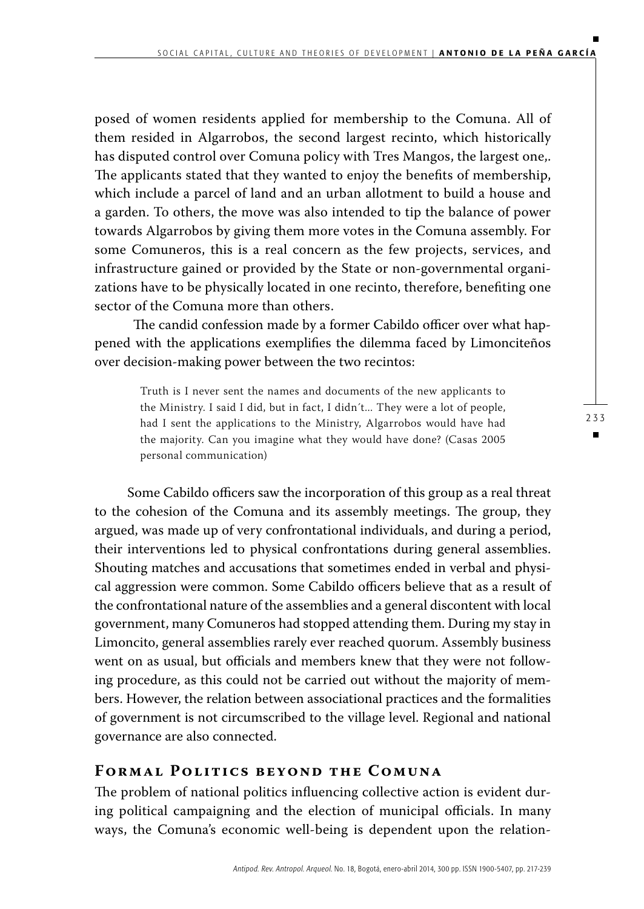posed of women residents applied for membership to the Comuna. All of them resided in Algarrobos, the second largest recinto, which historically has disputed control over Comuna policy with Tres Mangos, the largest one,. The applicants stated that they wanted to enjoy the benefits of membership, which include a parcel of land and an urban allotment to build a house and a garden. To others, the move was also intended to tip the balance of power towards Algarrobos by giving them more votes in the Comuna assembly. For some Comuneros, this is a real concern as the few projects, services, and infrastructure gained or provided by the State or non-governmental organizations have to be physically located in one recinto, therefore, benefiting one sector of the Comuna more than others.

The candid confession made by a former Cabildo officer over what happened with the applications exemplifies the dilemma faced by Limonciteños over decision-making power between the two recintos:

> Truth is I never sent the names and documents of the new applicants to the Ministry. I said I did, but in fact, I didn´t... They were a lot of people, had I sent the applications to the Ministry, Algarrobos would have had the majority. Can you imagine what they would have done? (Casas 2005 personal communication)

Some Cabildo officers saw the incorporation of this group as a real threat to the cohesion of the Comuna and its assembly meetings. The group, they argued, was made up of very confrontational individuals, and during a period, their interventions led to physical confrontations during general assemblies. Shouting matches and accusations that sometimes ended in verbal and physical aggression were common. Some Cabildo officers believe that as a result of the confrontational nature of the assemblies and a general discontent with local government, many Comuneros had stopped attending them. During my stay in Limoncito, general assemblies rarely ever reached quorum. Assembly business went on as usual, but officials and members knew that they were not following procedure, as this could not be carried out without the majority of members. However, the relation between associational practices and the formalities of government is not circumscribed to the village level. Regional and national governance are also connected.

## Formal Politics beyond the Comuna

The problem of national politics influencing collective action is evident during political campaigning and the election of municipal officials. In many ways, the Comuna's economic well-being is dependent upon the relation-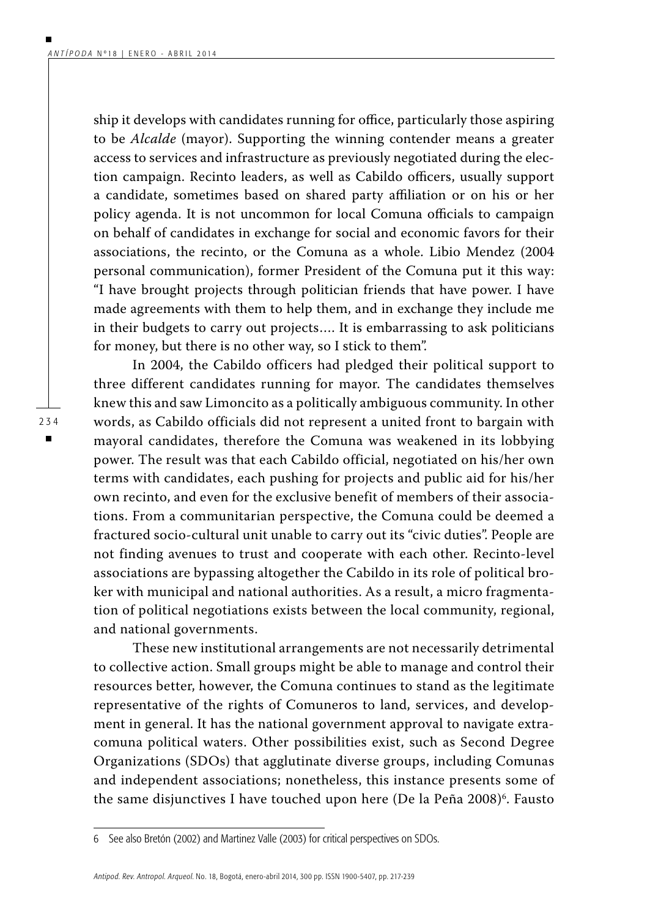ship it develops with candidates running for office, particularly those aspiring to be *Alcalde* (mayor). Supporting the winning contender means a greater access to services and infrastructure as previously negotiated during the election campaign. Recinto leaders, as well as Cabildo officers, usually support a candidate, sometimes based on shared party affiliation or on his or her policy agenda. It is not uncommon for local Comuna officials to campaign on behalf of candidates in exchange for social and economic favors for their associations, the recinto, or the Comuna as a whole. Libio Mendez (2004 personal communication), former President of the Comuna put it this way: "I have brought projects through politician friends that have power. I have made agreements with them to help them, and in exchange they include me in their budgets to carry out projects…. It is embarrassing to ask politicians for money, but there is no other way, so I stick to them".

In 2004, the Cabildo officers had pledged their political support to three different candidates running for mayor. The candidates themselves knew this and saw Limoncito as a politically ambiguous community. In other words, as Cabildo officials did not represent a united front to bargain with mayoral candidates, therefore the Comuna was weakened in its lobbying power. The result was that each Cabildo official, negotiated on his/her own terms with candidates, each pushing for projects and public aid for his/her own recinto, and even for the exclusive benefit of members of their associations. From a communitarian perspective, the Comuna could be deemed a fractured socio-cultural unit unable to carry out its "civic duties". People are not finding avenues to trust and cooperate with each other. Recinto-level associations are bypassing altogether the Cabildo in its role of political broker with municipal and national authorities. As a result, a micro fragmentation of political negotiations exists between the local community, regional, and national governments.

These new institutional arrangements are not necessarily detrimental to collective action. Small groups might be able to manage and control their resources better, however, the Comuna continues to stand as the legitimate representative of the rights of Comuneros to land, services, and development in general. It has the national government approval to navigate extra-comuna political waters. Other possibilities exist, such as Second Degree Organizations (SDOs) that agglutinate diverse groups, including Comunas and independent associations; nonetheless, this instance presents some of the same disjunctives I have touched upon here (De la Peña 2008)[6]. Fausto

6 See also Bretón (2002) and Martinez Valle (2003) for critical perspectives on SDOs.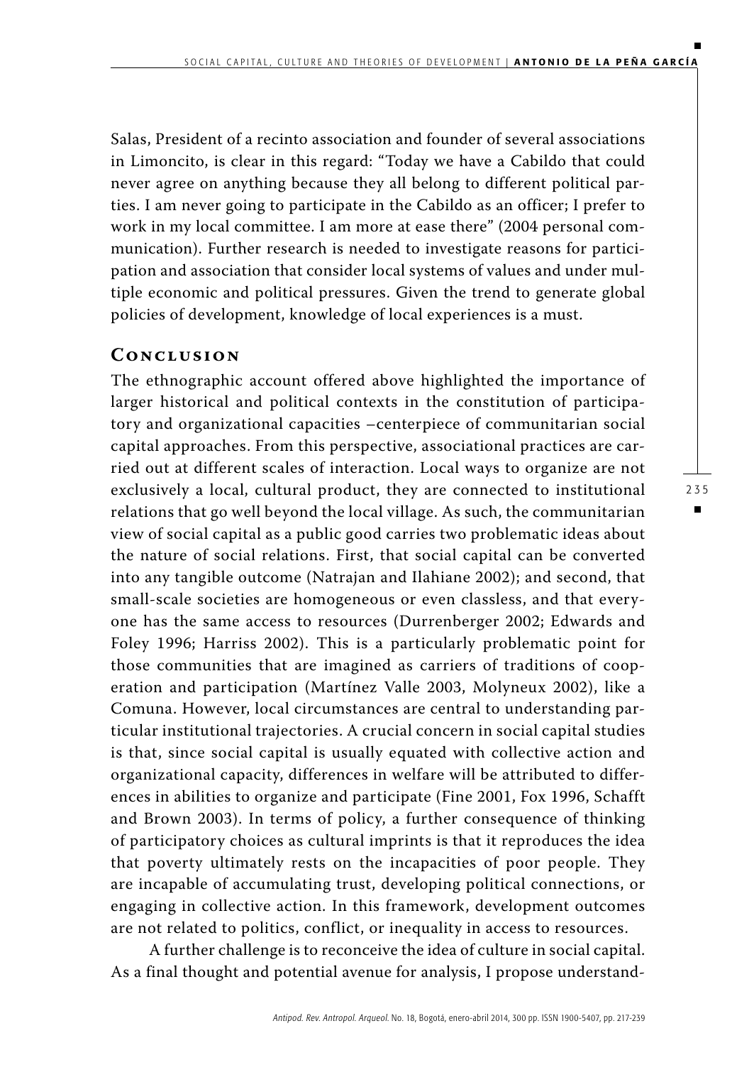Salas, President of a recinto association and founder of several associations in Limoncito, is clear in this regard: "Today we have a Cabildo that could never agree on anything because they all belong to different political parties. I am never going to participate in the Cabildo as an officer; I prefer to work in my local committee. I am more at ease there" (2004 personal communication). Further research is needed to investigate reasons for participation and association that consider local systems of values and under multiple economic and political pressures. Given the trend to generate global policies of development, knowledge of local experiences is a must.

## Conclusion

The ethnographic account offered above highlighted the importance of larger historical and political contexts in the constitution of participatory and organizational capacities –centerpiece of communitarian social capital approaches. From this perspective, associational practices are carried out at different scales of interaction. Local ways to organize are not exclusively a local, cultural product, they are connected to institutional relations that go well beyond the local village. As such, the communitarian view of social capital as a public good carries two problematic ideas about the nature of social relations. First, that social capital can be converted into any tangible outcome (Natrajan and Ilahiane 2002); and second, that small-scale societies are homogeneous or even classless, and that everyone has the same access to resources (Durrenberger 2002; Edwards and Foley 1996; Harriss 2002). This is a particularly problematic point for those communities that are imagined as carriers of traditions of cooperation and participation (Martínez Valle 2003, Molyneux 2002), like a Comuna. However, local circumstances are central to understanding particular institutional trajectories. A crucial concern in social capital studies is that, since social capital is usually equated with collective action and organizational capacity, differences in welfare will be attributed to differences in abilities to organize and participate (Fine 2001, Fox 1996, Schafft and Brown 2003). In terms of policy, a further consequence of thinking of participatory choices as cultural imprints is that it reproduces the idea that poverty ultimately rests on the incapacities of poor people. They are incapable of accumulating trust, developing political connections, or engaging in collective action. In this framework, development outcomes are not related to politics, conflict, or inequality in access to resources.

A further challenge is to reconceive the idea of culture in social capital. As a final thought and potential avenue for analysis, I propose understand-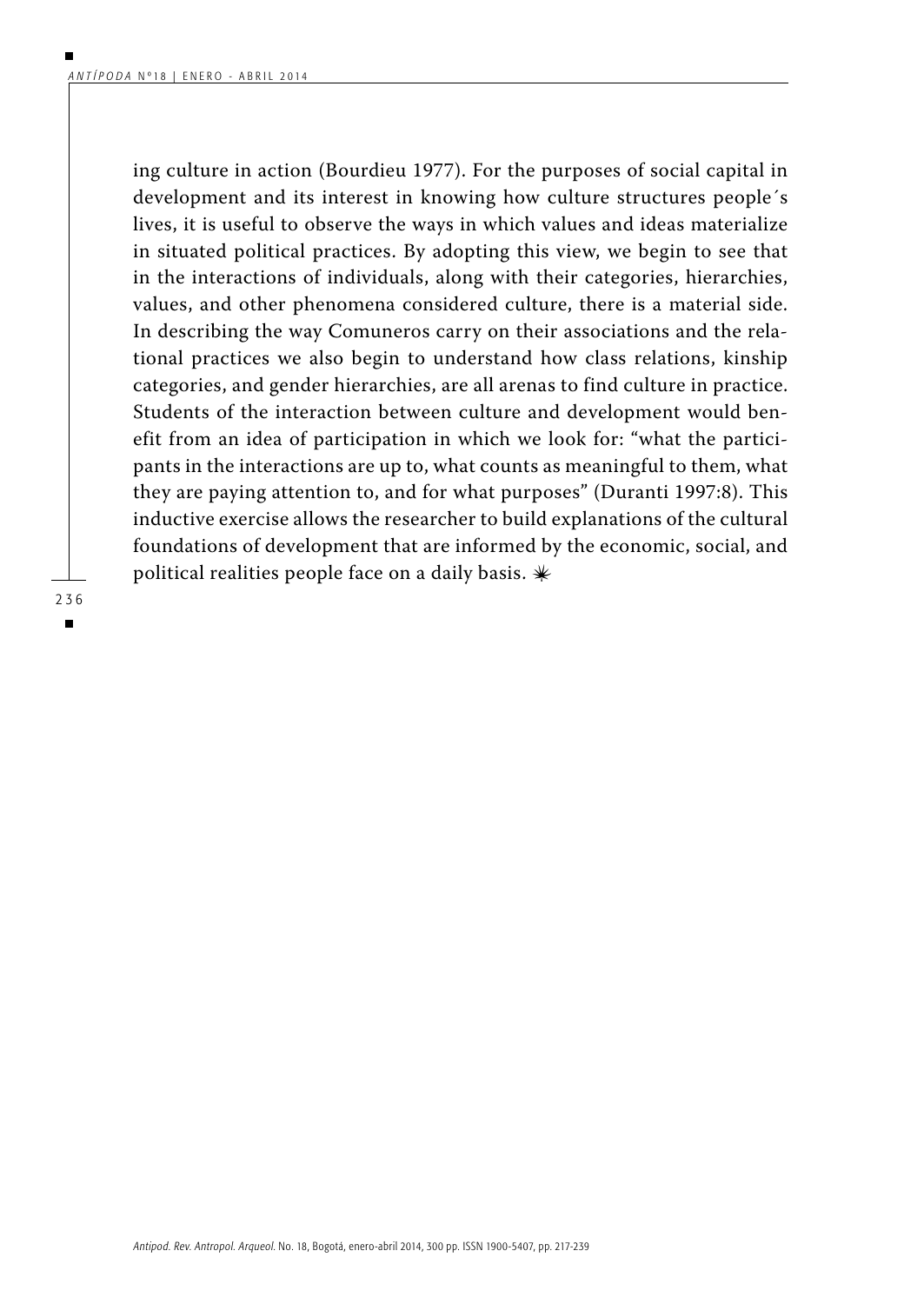ing culture in action (Bourdieu 1977). For the purposes of social capital in development and its interest in knowing how culture structures people´s lives, it is useful to observe the ways in which values and ideas materialize in situated political practices. By adopting this view, we begin to see that in the interactions of individuals, along with their categories, hierarchies, values, and other phenomena considered culture, there is a material side. In describing the way Comuneros carry on their associations and the relational practices we also begin to understand how class relations, kinship categories, and gender hierarchies, are all arenas to find culture in practice. Students of the interaction between culture and development would benefit from an idea of participation in which we look for: "what the participants in the interactions are up to, what counts as meaningful to them, what they are paying attention to, and for what purposes" (Duranti 1997:8). This inductive exercise allows the researcher to build explanations of the cultural foundations of development that are informed by the economic, social, and political realities people face on a daily basis. ⁂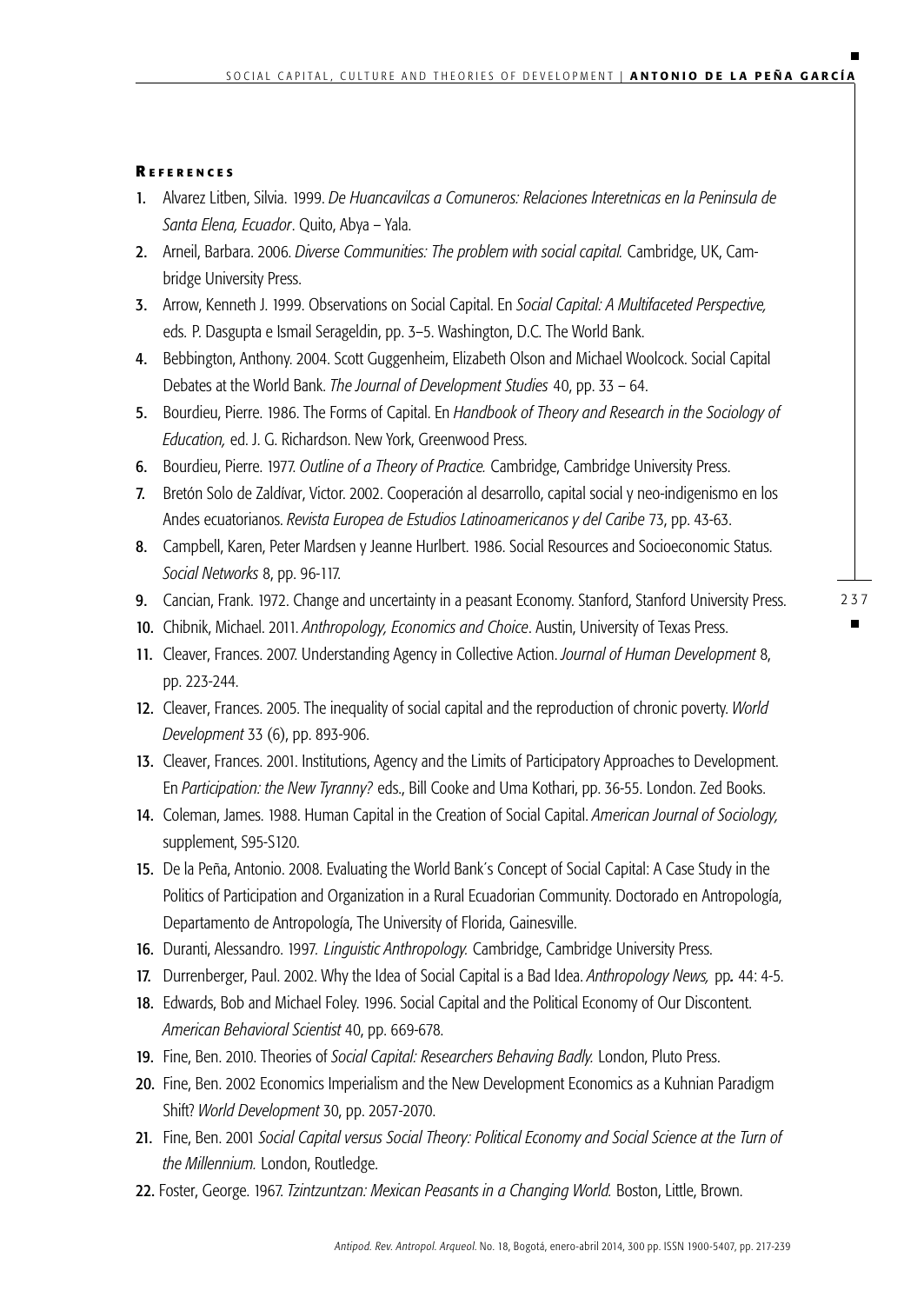## References

1. Alvarez Litben, Silvia. 1999. *De Huancavilcas a Comuneros: Relaciones Interetnicas en la Peninsula de Santa Elena, Ecuador*. Quito, Abya – Yala.
2. Arneil, Barbara. 2006. *Diverse Communities: The problem with social capital.* Cambridge, UK, Cambridge University Press.
3. Arrow, Kenneth J. 1999. Observations on Social Capital. En *Social Capital: A Multifaceted Perspective,* eds. P. Dasgupta e Ismail Serageldin, pp. 3–5. Washington, D.C. The World Bank.
4. Bebbington, Anthony. 2004. Scott Guggenheim, Elizabeth Olson and Michael Woolcock. Social Capital Debates at the World Bank. *The Journal of Development Studies* 40, pp. 33 – 64.
5. Bourdieu, Pierre. 1986. The Forms of Capital. En *Handbook of Theory and Research in the Sociology of Education,* ed. J. G. Richardson. New York, Greenwood Press.
6. Bourdieu, Pierre. 1977. *Outline of a Theory of Practice.* Cambridge, Cambridge University Press.
7. Bretón Solo de Zaldívar, Victor. 2002. Cooperación al desarrollo, capital social y neo-indigenismo en los Andes ecuatorianos. *Revista Europea de Estudios Latinoamericanos y del Caribe* 73, pp. 43-63.
8. Campbell, Karen, Peter Mardsen y Jeanne Hurlbert. 1986. Social Resources and Socioeconomic Status. *Social Networks* 8, pp. 96-117.
9. Cancian, Frank. 1972. Change and uncertainty in a peasant Economy. Stanford, Stanford University Press.
10. Chibnik, Michael. 2011. *Anthropology, Economics and Choice*. Austin, University of Texas Press.
11. Cleaver, Frances. 2007. Understanding Agency in Collective Action. *Journal of Human Development* 8, pp. 223-244.
12. Cleaver, Frances. 2005. The inequality of social capital and the reproduction of chronic poverty. *World Development* 33 (6), pp. 893-906.
13. Cleaver, Frances. 2001. Institutions, Agency and the Limits of Participatory Approaches to Development. En *Participation: the New Tyranny?* eds., Bill Cooke and Uma Kothari, pp. 36-55. London. Zed Books.
14. Coleman, James. 1988. Human Capital in the Creation of Social Capital. *American Journal of Sociology,* supplement, S95-S120.
15. De la Peña, Antonio. 2008. Evaluating the World Bank´s Concept of Social Capital: A Case Study in the Politics of Participation and Organization in a Rural Ecuadorian Community. Doctorado en Antropología, Departamento de Antropología, The University of Florida, Gainesville.
16. Duranti, Alessandro. 1997. *Linguistic Anthropology.* Cambridge, Cambridge University Press.
17. Durrenberger, Paul. 2002. Why the Idea of Social Capital is a Bad Idea. *Anthropology News,* pp**.** 44: 4-5.
18. Edwards, Bob and Michael Foley. 1996. Social Capital and the Political Economy of Our Discontent. *American Behavioral Scientist* 40, pp. 669-678.
19. Fine, Ben. 2010. Theories of *Social Capital: Researchers Behaving Badly.* London, Pluto Press.
20. Fine, Ben. 2002 Economics Imperialism and the New Development Economics as a Kuhnian Paradigm Shift? *World Development* 30, pp. 2057-2070.
21. Fine, Ben. 2001 *Social Capital versus Social Theory: Political Economy and Social Science at the Turn of the Millennium.* London, Routledge.
22. Foster, George. 1967. *Tzintzuntzan: Mexican Peasants in a Changing World.* Boston, Little, Brown.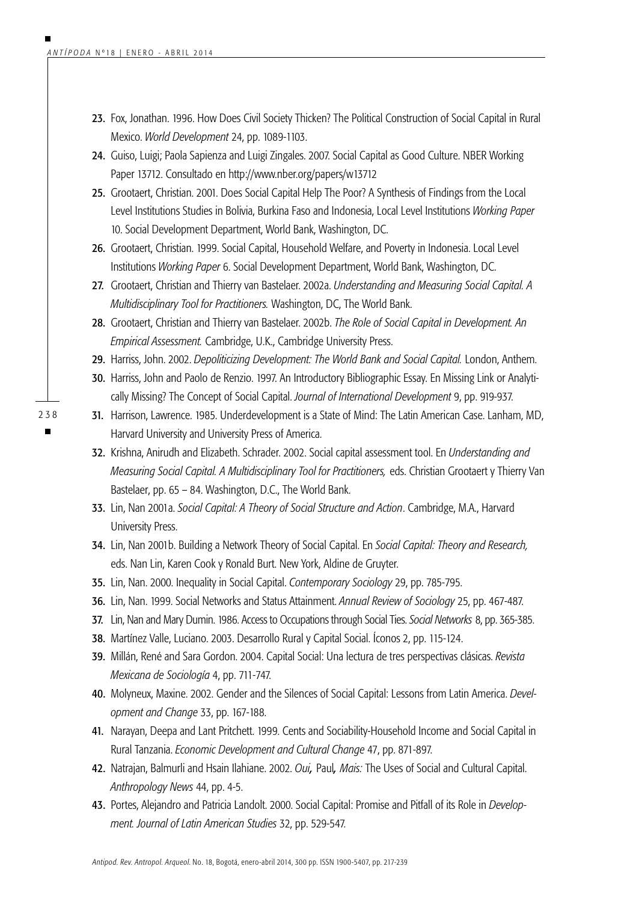23. Fox, Jonathan. 1996. How Does Civil Society Thicken? The Political Construction of Social Capital in Rural Mexico. *World Development* 24, pp. 1089-1103.
24. Guiso, Luigi; Paola Sapienza and Luigi Zingales. 2007. Social Capital as Good Culture. NBER Working Paper 13712. Consultado en http://www.nber.org/papers/w13712
25. Grootaert, Christian. 2001. Does Social Capital Help The Poor? A Synthesis of Findings from the Local Level Institutions Studies in Bolivia, Burkina Faso and Indonesia, Local Level Institutions *Working Paper* 10. Social Development Department, World Bank, Washington, DC.
26. Grootaert, Christian. 1999. Social Capital, Household Welfare, and Poverty in Indonesia. Local Level Institutions *Working Paper* 6. Social Development Department, World Bank, Washington, DC.
27. Grootaert, Christian and Thierry van Bastelaer. 2002a. *Understanding and Measuring Social Capital. A Multidisciplinary Tool for Practitioners.* Washington, DC, The World Bank.
28. Grootaert, Christian and Thierry van Bastelaer. 2002b. *The Role of Social Capital in Development. An Empirical Assessment.* Cambridge, U.K., Cambridge University Press.
29. Harriss, John. 2002. *Depoliticizing Development: The World Bank and Social Capital.* London, Anthem.
30. Harriss, John and Paolo de Renzio. 1997. An Introductory Bibliographic Essay. En Missing Link or Analytically Missing? The Concept of Social Capital. *Journal of International Development* 9, pp. 919-937.
31. Harrison, Lawrence. 1985. Underdevelopment is a State of Mind: The Latin American Case. Lanham, MD, Harvard University and University Press of America.
32. Krishna, Anirudh and Elizabeth. Schrader. 2002. Social capital assessment tool. En *Understanding and Measuring Social Capital. A Multidisciplinary Tool for Practitioners,* eds. Christian Grootaert y Thierry Van Bastelaer, pp. 65 – 84. Washington, D.C., The World Bank.
33. Lin, Nan 2001a. *Social Capital: A Theory of Social Structure and Action*. Cambridge, M.A., Harvard University Press.
34. Lin, Nan 2001b. Building a Network Theory of Social Capital. En *Social Capital: Theory and Research,* eds. Nan Lin, Karen Cook y Ronald Burt. New York, Aldine de Gruyter.
35. Lin, Nan. 2000. Inequality in Social Capital. *Contemporary Sociology* 29, pp. 785-795.
36. Lin, Nan. 1999. Social Networks and Status Attainment. *Annual Review of Sociology* 25, pp. 467-487.
37. Lin, Nan and Mary Dumin. 1986. Access to Occupations through Social Ties. *Social Networks* 8, pp. 365-385.
38. Martínez Valle, Luciano. 2003. Desarrollo Rural y Capital Social. Íconos 2, pp. 115-124.
39. Millán, René and Sara Gordon. 2004. Capital Social: Una lectura de tres perspectivas clásicas. *Revista Mexicana de Sociología* 4, pp. 711-747.
40. Molyneux, Maxine. 2002. Gender and the Silences of Social Capital: Lessons from Latin America. *Development and Change* 33, pp. 167-188.
41. Narayan, Deepa and Lant Pritchett. 1999. Cents and Sociability-Household Income and Social Capital in Rural Tanzania. *Economic Development and Cultural Change* 47, pp. 871-897.
42. Natrajan, Balmurli and Hsain Ilahiane. 2002. *Oui,* Paul*, Mais:* The Uses of Social and Cultural Capital. *Anthropology News* 44, pp. 4-5.
43. Portes, Alejandro and Patricia Landolt. 2000. Social Capital: Promise and Pitfall of its Role in *Development. Journal of Latin American Studies* 32, pp. 529-547.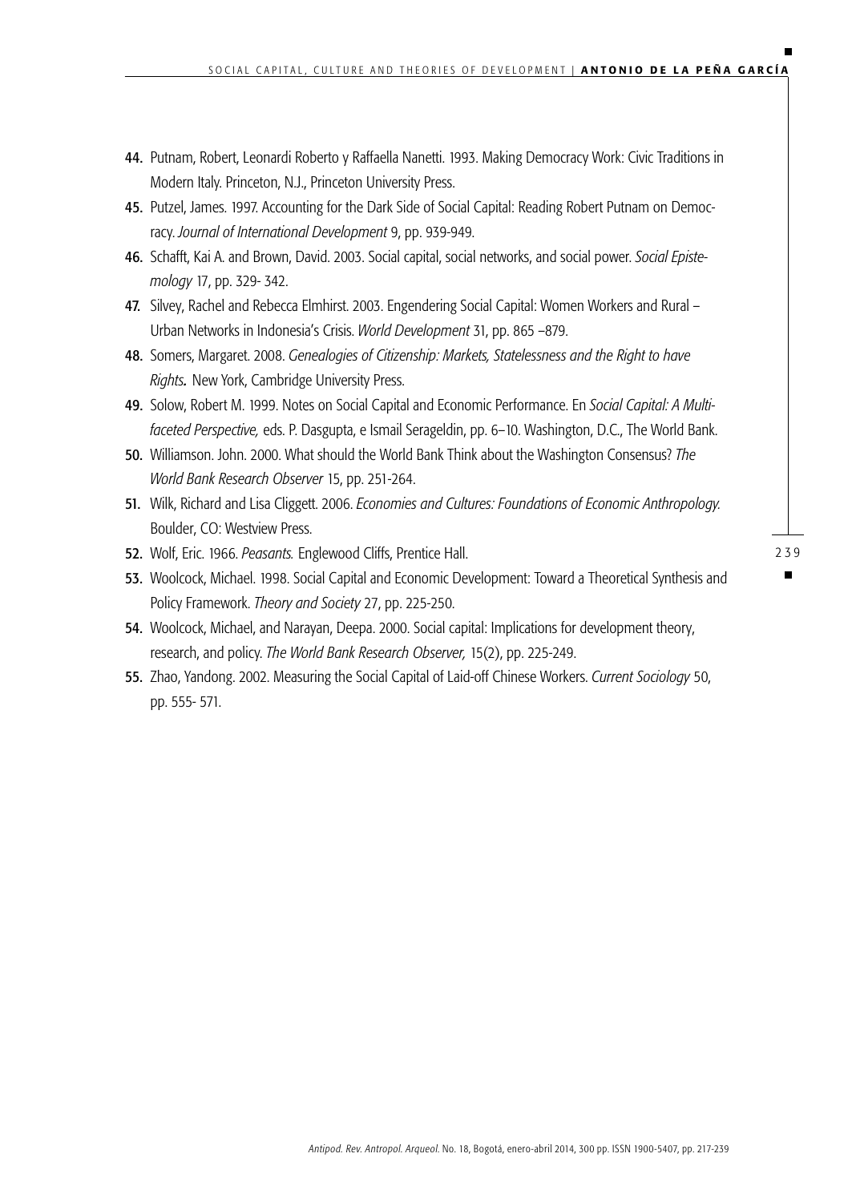44. Putnam, Robert, Leonardi Roberto y Raffaella Nanetti. 1993. Making Democracy Work: Civic Traditions in Modern Italy. Princeton, N.J., Princeton University Press.
45. Putzel, James. 1997. Accounting for the Dark Side of Social Capital: Reading Robert Putnam on Democracy. *Journal of International Development* 9, pp. 939-949.
46. Schafft, Kai A. and Brown, David. 2003. Social capital, social networks, and social power. *Social Epistemology* 17, pp. 329- 342.
47. Silvey, Rachel and Rebecca Elmhirst. 2003. Engendering Social Capital: Women Workers and Rural – Urban Networks in Indonesia's Crisis. *World Development* 31, pp. 865 –879.
48. Somers, Margaret. 2008. *Genealogies of Citizenship: Markets, Statelessness and the Right to have Rights.* New York, Cambridge University Press.
49. Solow, Robert M. 1999. Notes on Social Capital and Economic Performance. En *Social Capital: A Multifaceted Perspective,* eds. P. Dasgupta, e Ismail Serageldin, pp. 6–10. Washington, D.C., The World Bank.
50. Williamson. John. 2000. What should the World Bank Think about the Washington Consensus? *The World Bank Research Observer* 15, pp. 251-264.
51. Wilk, Richard and Lisa Cliggett. 2006. *Economies and Cultures: Foundations of Economic Anthropology.* Boulder, CO: Westview Press.
52. Wolf, Eric. 1966. *Peasants.* Englewood Cliffs, Prentice Hall.
53. Woolcock, Michael. 1998. Social Capital and Economic Development: Toward a Theoretical Synthesis and Policy Framework. *Theory and Society* 27, pp. 225-250.
54. Woolcock, Michael, and Narayan, Deepa. 2000. Social capital: Implications for development theory, research, and policy. *The World Bank Research Observer,* 15(2), pp. 225-249.
55. Zhao, Yandong. 2002. Measuring the Social Capital of Laid-off Chinese Workers. *Current Sociology* 50, pp. 555- 571.